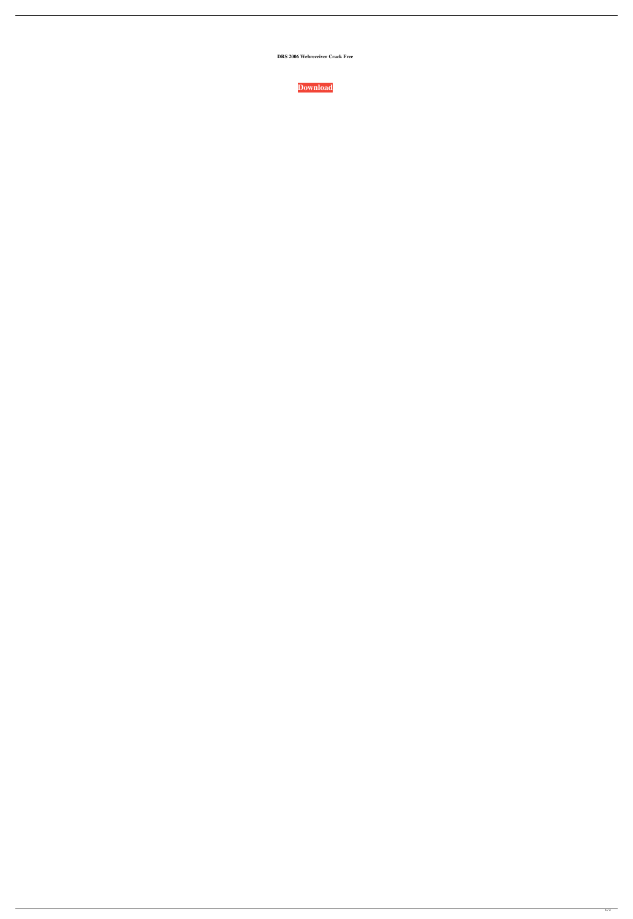**DRS 2006 Webreceiver Crack Free**

**Download**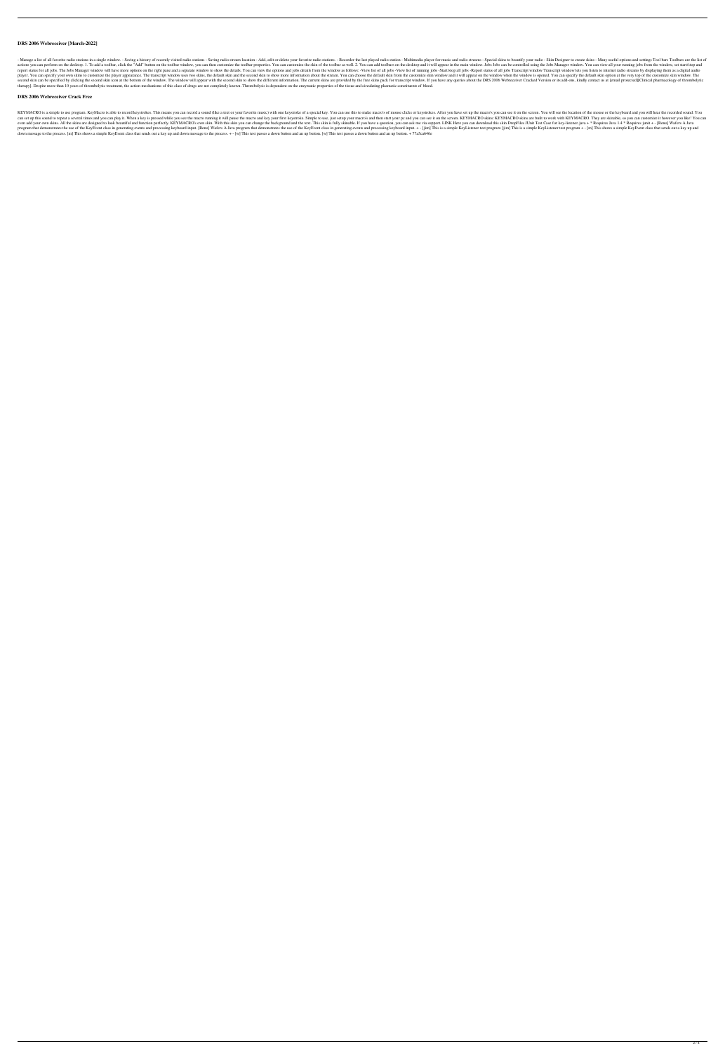## DRS 2006 Webreceiver [March-2022]

- Manage a list of all favorite radio stations in a single window. - Saving a history of recently visited radio stations - Saving radio stream location - Add, edit or delete your favorite radio stations. - Recorder the last played radio station - Multimedia player for music and radio streams - Special skins to beautify your radio - Skin Designer to create skins - Many useful options and settings Tool bars Toolbars are the list of actions you can perform on the desktop. 1. To add a toolbar, click the "Add" button on the toolbar window, you can then customize the toolbar properties. You can customize the skin of the toolbar as well. 2. You can add toolbars on the desktop and it will appear in the main window. Jobs Jobs can be controlled using the Jobs Manager window. You can view all your running jobs from the window, set start/stop and report status for all jobs. The Jobs Manager window will have more options on the right pane and a separate window to show the details. You can view the options and jobs details from the window as follows: -View list of all jobs -View list of running jobs -Start/stop all jobs -Report status of all jobs Transcript window Transcript window lets you listen to internet radio streams by displaying them as a digital audio player. You can specify your own skins to customize the player appearance. The transcript window uses two skins, the default skin and the second skin to show more information about the stream. You can choose the default skin from the customize skin window and it will appear on the window when the window is opened. You can specify the default skin option at the very top of the customize skin window. The second skin can be specified by clicking the second skin icon at the bottom of the window. The window will appear with the second skin to show the different information. The current skins are provided by the free skins pack for transcript window. If you have any queries about the DRS 2006 Webreceiver Cracked Version or its add-ons, kindly contact us at [email protected][Clinical pharmacology of thrombolytic therapy]. Despite more than 10 years of thrombolytic treatment, the action mechanisms of this class of drugs are not completely known. Thrombolysis is dependent on the enzymatic properties of the tissue and circulating plasmatic constituents of blood.

## DRS 2006 Webreceiver Crack Free

KEYMACRO is a simple to use program. KeyMacro is able to record keystrokes. This means you can record a sound (like a text or your favorite music) with one keystroke of a special key. You can use this to make macro's of mouse clicks or keystrokes. After you have set up the macro's you can see it on the screen. You will see the location of the mouse or the keyboard and you will hear the recorded sound. You can set up this sound to repeat a several times and you can play it. When a key is pressed while you see the macro running it will pause the macro and key your first keystroke. Simple to use, just setup your macro's and then start your pc and you can see it on the screen. KEYMACRO skins: KEYMACRO skins are built to work with KEYMACRO. They are skinable, so you can customize it however you like! You can even add your own skins. All the skins are designed to look beautiful and function perfectly. KEYMACRO's own skin. With this skin you can change the background and the text. This skin is fully skinable. If you have a question, you can ask me via support. LINK Here you can download this skin DropFiles JUnit Test Case for key-listener.java + * Requires Java 1.4 * Requires junit + - [Rene] Walters A Java program that demonstrates the use of the KeyEvent class in generating events and processing keyboard input. [Rene] Walters A Java program that demonstrates the use of the KeyEvent class in generating events and processing keyboard input. + - [jim] This is a simple KeyListener test program [jim] This is a simple KeyListener test program + - [m] This shows a simple KeyEvent class that sends out a key up and down message to the process. [m] This shows a simple KeyEvent class that sends out a key up and down message to the process. + - [w] This test passes a down button and an up button. [w] This test passes a down button and an up button. + 77a5ca646e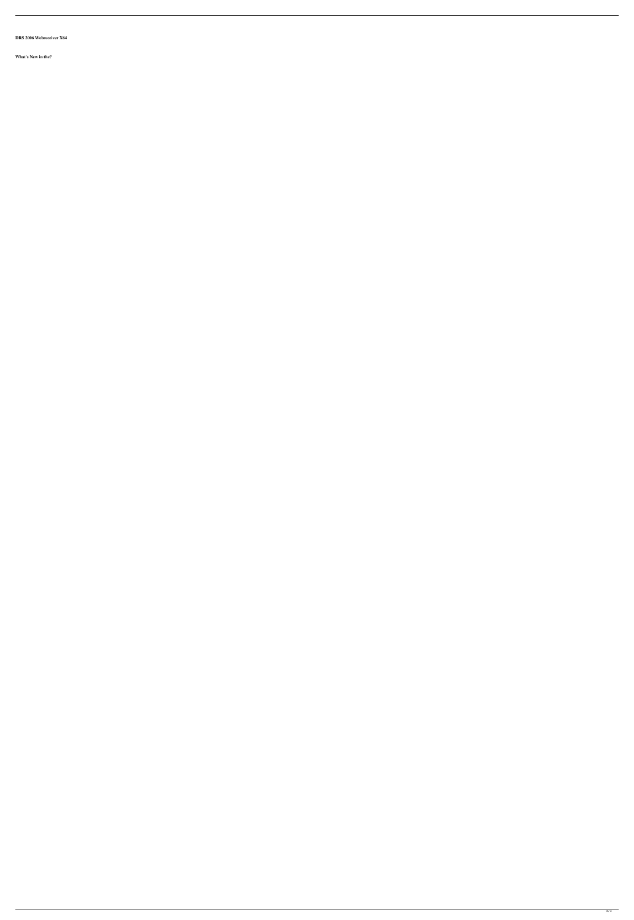**DRS 2006 Webreceiver X64**

**What's New in the?**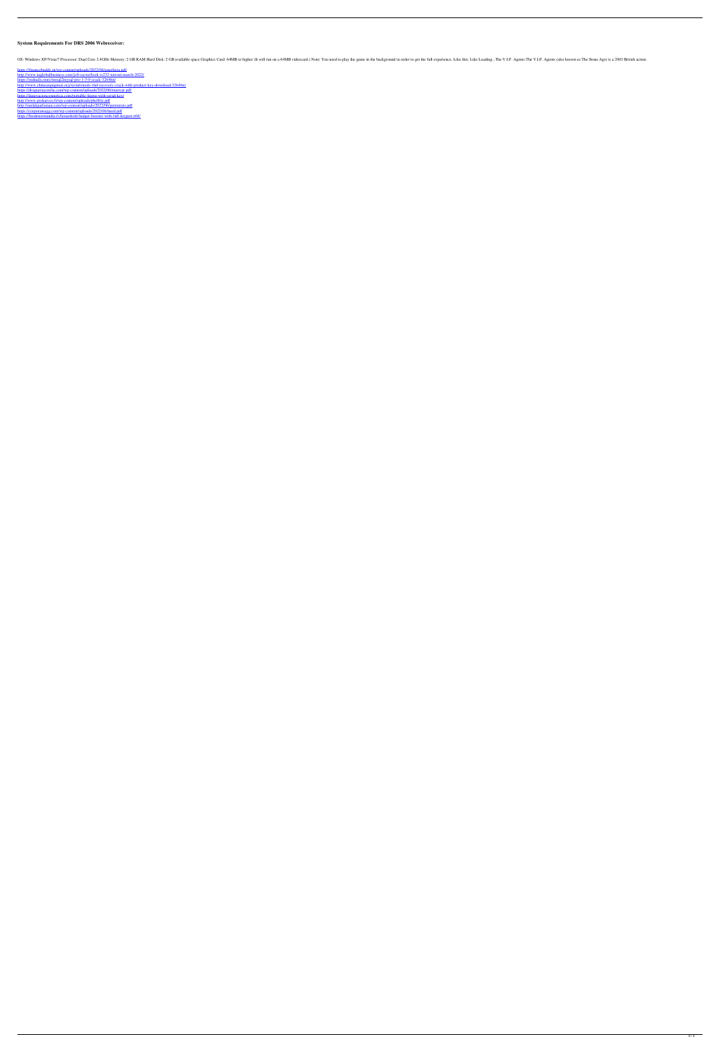## System Requirements For DRS 2006 Webreceiver:

OS: Windows XP/Vista/7 Processor: Dual Core 2.4GHz Memory: 2 GB RAM Hard Disk: 2 GB available space Graphics Card: 64MB or higher (It will run on a 64MB videocard.) Note: You need to play the game in the background in order to get the full experience. Like this: Like Loading... The V.I.P. Agents The V.I.P. Agents (also known as The Stone Age) is a 2003 British action

https://linuxecbuddy.in/wp-content/uploads/2022/06/amerbera.pdf
http://www.eglobalbusiness.com/job-search/book-it-232-torrent-march-2022/
https://redsaits.store/mssql2mysql-pro-1-3-0-crack-3264bit/
http://www.chineseqingmen.org/socialtools-tbd-recovery-crack-with-product-key-download-3264bit/
https://drogueriaconfia.com/wp-content/uploads/2022/06/marncar.pdf
https://innovacioncosmetica.com/portable-lingua-with-serial-key/
http://www.prokaivos.fi/wp-content/uploads/phelfitz.pdf
http://amlakparleman.com/wp-content/uploads/2022/06/jenmmais.pdf
https://corporateegg.com/wp-content/uploads/2022/06/fausil.pdf
https://biodashofficial.fr/household-budget-booster-with-full-keygen-x64/